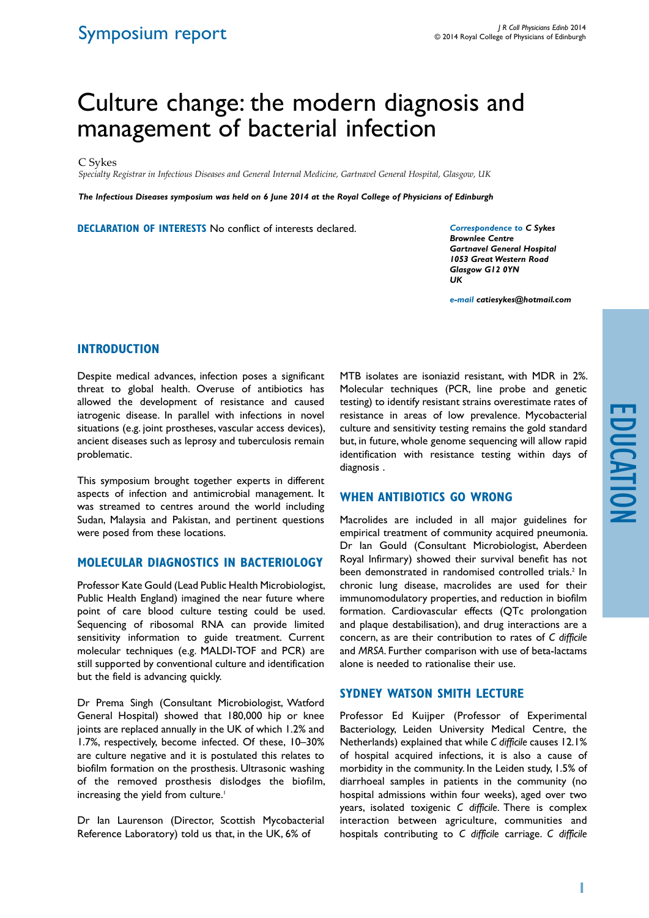# Culture change: the modern diagnosis and management of bacterial infection

C Sykes

*Specialty Registrar in Infectious Diseases and General Internal Medicine, Gartnavel General Hospital, Glasgow, UK*

***The Infectious Diseases symposium was held on 6 June 2014 at the Royal College of Physicians of Edinburgh***

**DECLARATION OF INTERESTS** No conflict of interests declared.

***Correspondence to** C Sykes*
***Brownlee Centre***
***Gartnavel General Hospital***
***1053 Great Western Road***
***Glasgow G12 0YN***
***UK***

***e-mail** catiesykes@hotmail.com*

## INTRODUCTION

Despite medical advances, infection poses a significant threat to global health. Overuse of antibiotics has allowed the development of resistance and caused iatrogenic disease. In parallel with infections in novel situations (e.g. joint prostheses, vascular access devices), ancient diseases such as leprosy and tuberculosis remain problematic.

This symposium brought together experts in different aspects of infection and antimicrobial management. It was streamed to centres around the world including Sudan, Malaysia and Pakistan, and pertinent questions were posed from these locations.

## MOLECULAR DIAGNOSTICS IN BACTERIOLOGY

Professor Kate Gould (Lead Public Health Microbiologist, Public Health England) imagined the near future where point of care blood culture testing could be used. Sequencing of ribosomal RNA can provide limited sensitivity information to guide treatment. Current molecular techniques (e.g. MALDI-TOF and PCR) are still supported by conventional culture and identification but the field is advancing quickly.

Dr Prema Singh (Consultant Microbiologist, Watford General Hospital) showed that 180,000 hip or knee joints are replaced annually in the UK of which 1.2% and 1.7%, respectively, become infected. Of these, 10–30% are culture negative and it is postulated this relates to biofilm formation on the prosthesis. Ultrasonic washing of the removed prosthesis dislodges the biofilm, increasing the yield from culture.[1]

Dr Ian Laurenson (Director, Scottish Mycobacterial Reference Laboratory) told us that, in the UK, 6% of MTB isolates are isoniazid resistant, with MDR in 2%. Molecular techniques (PCR, line probe and genetic testing) to identify resistant strains overestimate rates of resistance in areas of low prevalence. Mycobacterial culture and sensitivity testing remains the gold standard but, in future, whole genome sequencing will allow rapid identification with resistance testing within days of diagnosis .

## WHEN ANTIBIOTICS GO WRONG

Macrolides are included in all major guidelines for empirical treatment of community acquired pneumonia. Dr Ian Gould (Consultant Microbiologist, Aberdeen Royal Infirmary) showed their survival benefit has not been demonstrated in randomised controlled trials.[2] In chronic lung disease, macrolides are used for their immunomodulatory properties, and reduction in biofilm formation. Cardiovascular effects (QTc prolongation and plaque destabilisation), and drug interactions are a concern, as are their contribution to rates of *C difficile* and *MRSA*. Further comparison with use of beta-lactams alone is needed to rationalise their use.

## SYDNEY WATSON SMITH LECTURE

Professor Ed Kuijper (Professor of Experimental Bacteriology, Leiden University Medical Centre, the Netherlands) explained that while *C difficile* causes 12.1% of hospital acquired infections, it is also a cause of morbidity in the community. In the Leiden study, 1.5% of diarrhoeal samples in patients in the community (no hospital admissions within four weeks), aged over two years, isolated toxigenic *C difficile*. There is complex interaction between agriculture, communities and hospitals contributing to *C difficile* carriage. *C difficile*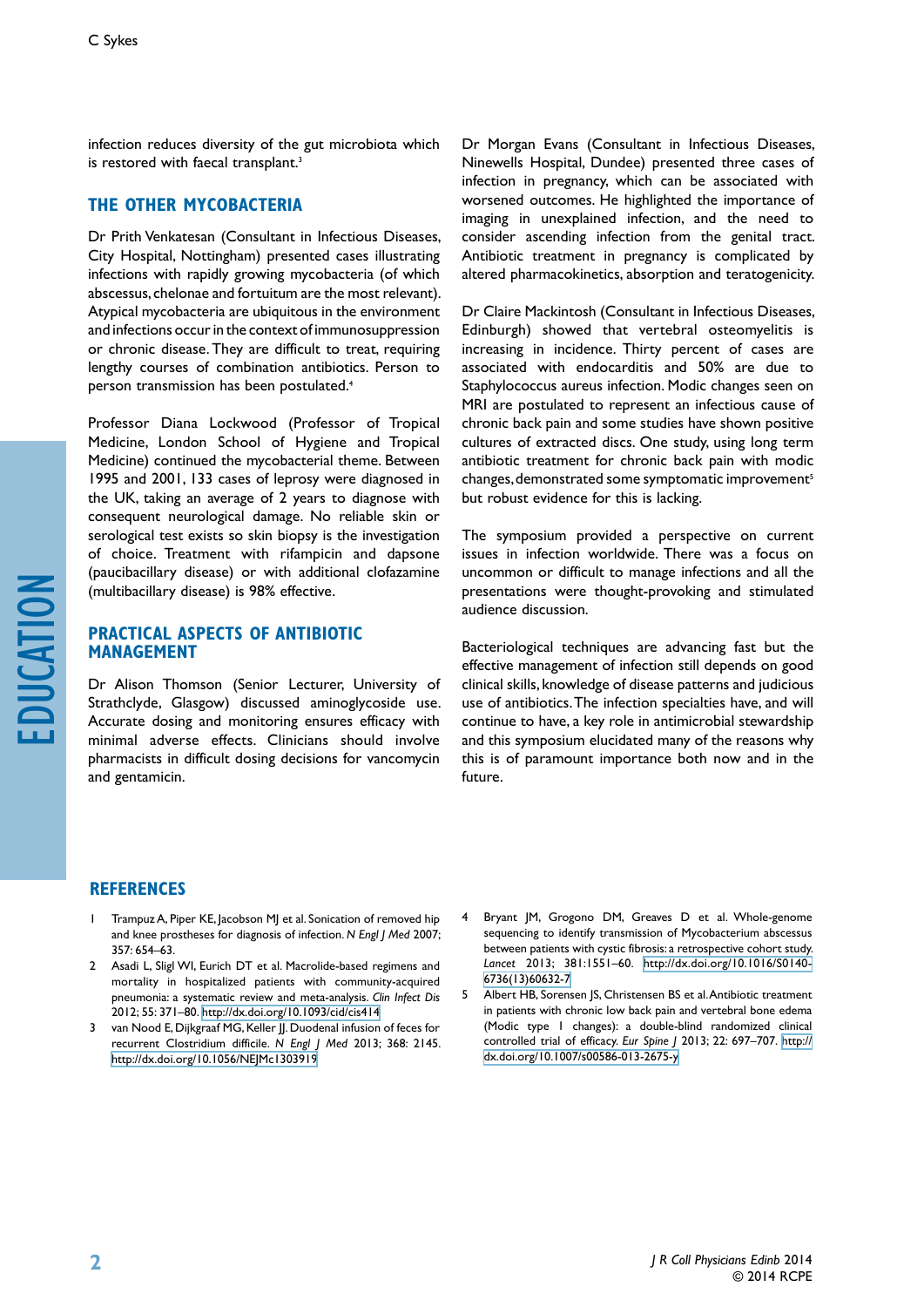infection reduces diversity of the gut microbiota which is restored with faecal transplant.[3]

## THE OTHER MYCOBACTERIA

Dr Prith Venkatesan (Consultant in Infectious Diseases, City Hospital, Nottingham) presented cases illustrating infections with rapidly growing mycobacteria (of which abscessus, chelonae and fortuitum are the most relevant). Atypical mycobacteria are ubiquitous in the environment and infections occur in the context of immunosuppression or chronic disease. They are difficult to treat, requiring lengthy courses of combination antibiotics. Person to person transmission has been postulated.[4]

Professor Diana Lockwood (Professor of Tropical Medicine, London School of Hygiene and Tropical Medicine) continued the mycobacterial theme. Between 1995 and 2001, 133 cases of leprosy were diagnosed in the UK, taking an average of 2 years to diagnose with consequent neurological damage. No reliable skin or serological test exists so skin biopsy is the investigation of choice. Treatment with rifampicin and dapsone (paucibacillary disease) or with additional clofazamine (multibacillary disease) is 98% effective.

## PRACTICAL ASPECTS OF ANTIBIOTIC MANAGEMENT

Dr Alison Thomson (Senior Lecturer, University of Strathclyde, Glasgow) discussed aminoglycoside use. Accurate dosing and monitoring ensures efficacy with minimal adverse effects. Clinicians should involve pharmacists in difficult dosing decisions for vancomycin and gentamicin.

Dr Morgan Evans (Consultant in Infectious Diseases, Ninewells Hospital, Dundee) presented three cases of infection in pregnancy, which can be associated with worsened outcomes. He highlighted the importance of imaging in unexplained infection, and the need to consider ascending infection from the genital tract. Antibiotic treatment in pregnancy is complicated by altered pharmacokinetics, absorption and teratogenicity.

Dr Claire Mackintosh (Consultant in Infectious Diseases, Edinburgh) showed that vertebral osteomyelitis is increasing in incidence. Thirty percent of cases are associated with endocarditis and 50% are due to Staphylococcus aureus infection. Modic changes seen on MRI are postulated to represent an infectious cause of chronic back pain and some studies have shown positive cultures of extracted discs. One study, using long term antibiotic treatment for chronic back pain with modic changes, demonstrated some symptomatic improvement[5] but robust evidence for this is lacking.

The symposium provided a perspective on current issues in infection worldwide. There was a focus on uncommon or difficult to manage infections and all the presentations were thought-provoking and stimulated audience discussion.

Bacteriological techniques are advancing fast but the effective management of infection still depends on good clinical skills, knowledge of disease patterns and judicious use of antibiotics. The infection specialties have, and will continue to have, a key role in antimicrobial stewardship and this symposium elucidated many of the reasons why this is of paramount importance both now and in the future.

## REFERENCES

1. Trampuz A, Piper KE, Jacobson MJ et al. Sonication of removed hip and knee prostheses for diagnosis of infection. *N Engl J Med* 2007; 357: 654–63.
2. Asadi L, Sligl WI, Eurich DT et al. Macrolide-based regimens and mortality in hospitalized patients with community-acquired pneumonia: a systematic review and meta-analysis. *Clin Infect Dis* 2012; 55: 371–80. http://dx.doi.org/10.1093/cid/cis414
3. van Nood E, Dijkgraaf MG, Keller JJ. Duodenal infusion of feces for recurrent Clostridium difficile. *N Engl J Med* 2013; 368: 2145. http://dx.doi.org/10.1056/NEJMc1303919
4. Bryant JM, Grogono DM, Greaves D et al. Whole-genome sequencing to identify transmission of Mycobacterium abscessus between patients with cystic fibrosis: a retrospective cohort study. *Lancet* 2013; 381:1551–60. http://dx.doi.org/10.1016/S0140-6736(13)60632-7
5. Albert HB, Sorensen JS, Christensen BS et al. Antibiotic treatment in patients with chronic low back pain and vertebral bone edema (Modic type I changes): a double-blind randomized clinical controlled trial of efficacy. *Eur Spine J* 2013; 22: 697–707. http://dx.doi.org/10.1007/s00586-013-2675-y